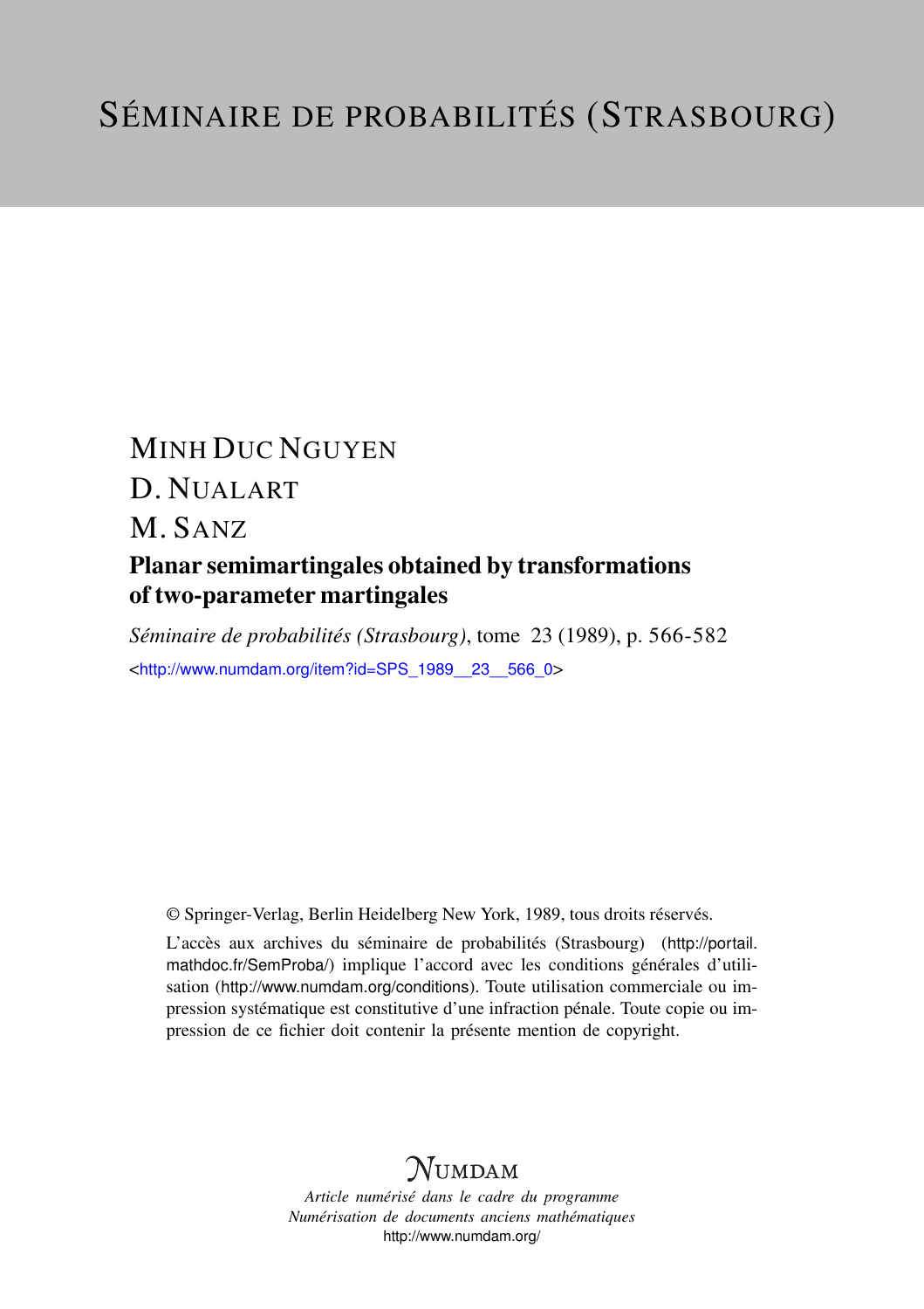# SÉMINAIRE DE PROBABILITÉS (STRASBOURG)

MINH DUC NGUYEN

D. NUALART

M. SANZ

## Planar semimartingales obtained by transformations of two-parameter martingales

*Séminaire de probabilités (Strasbourg)*, tome 23 (1989), p. 566-582

<http://www.numdam.org/item?id=SPS_1989__23__566_0>

© Springer-Verlag, Berlin Heidelberg New York, 1989, tous droits réservés.

L'accès aux archives du séminaire de probabilités (Strasbourg) (http://portail.mathdoc.fr/SemProba/) implique l'accord avec les conditions générales d'utilisation (http://www.numdam.org/conditions). Toute utilisation commerciale ou impression systématique est constitutive d'une infraction pénale. Toute copie ou impression de ce fichier doit contenir la présente mention de copyright.

NUMDAM

*Article numérisé dans le cadre du programme*
*Numérisation de documents anciens mathématiques*
http://www.numdam.org/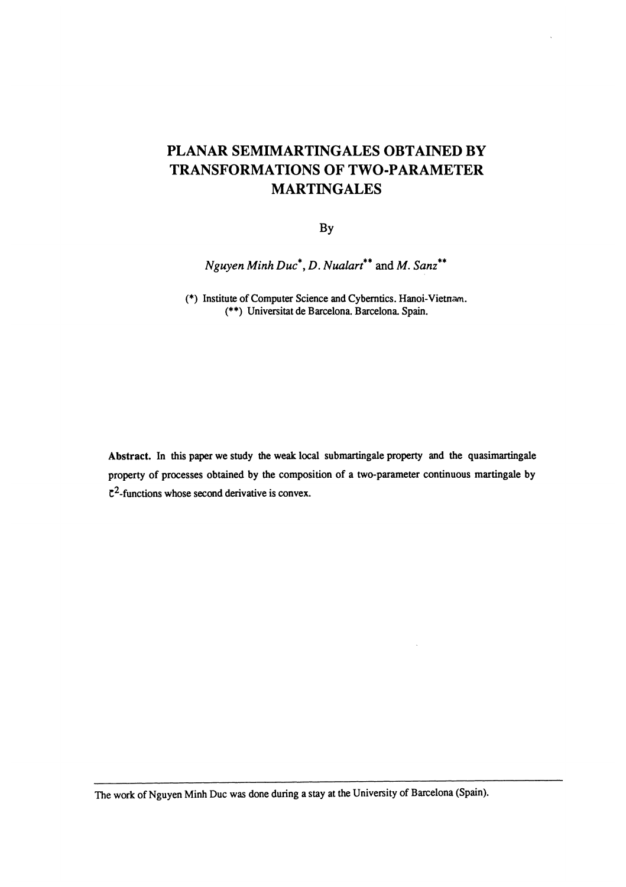# PLANAR SEMIMARTINGALES OBTAINED BY TRANSFORMATIONS OF TWO-PARAMETER MARTINGALES

By

*Nguyen Minh Duc*[\*], *D. Nualart*[\*\*] and *M. Sanz*[\*\*]

(\*) Institute of Computer Science and Cyberntics. Hanoi-Vietnam.
(\*\*) Universitat de Barcelona. Barcelona. Spain.

**Abstract.** In this paper we study the weak local submartingale property and the quasimartingale property of processes obtained by the composition of a two-parameter continuous martingale by $\mathcal{C}^2$-functions whose second derivative is convex.

---

The work of Nguyen Minh Duc was done during a stay at the University of Barcelona (Spain).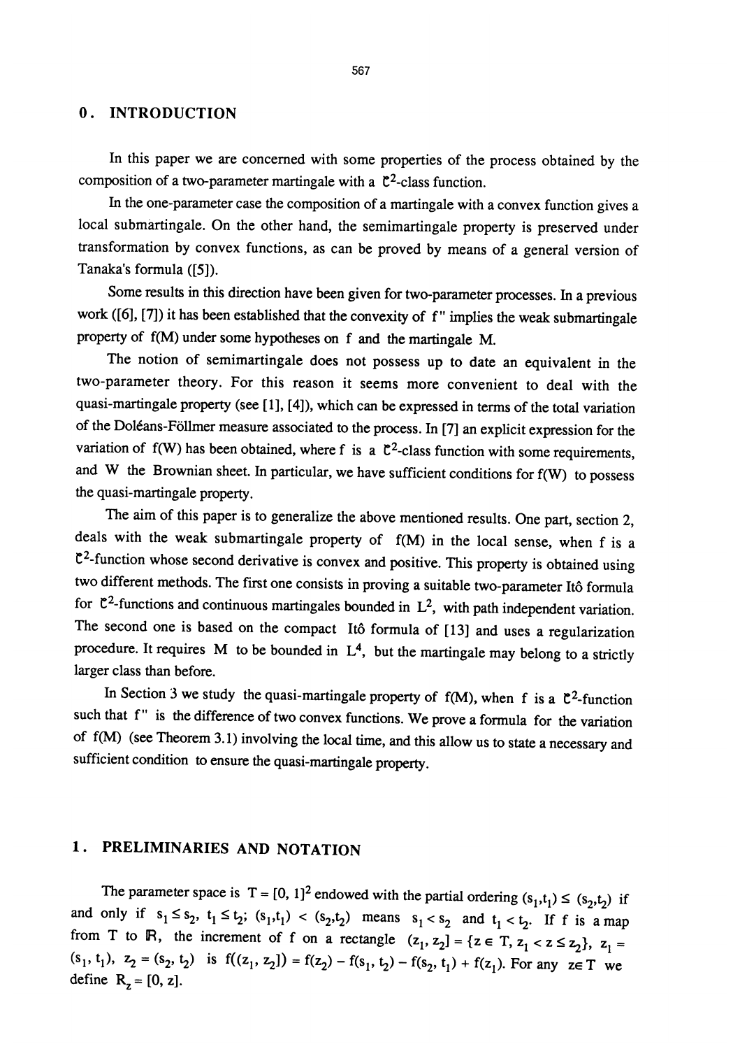## 0. INTRODUCTION

In this paper we are concerned with some properties of the process obtained by the composition of a two-parameter martingale with a $\mathcal{C}^2$-class function.

In the one-parameter case the composition of a martingale with a convex function gives a local submartingale. On the other hand, the semimartingale property is preserved under transformation by convex functions, as can be proved by means of a general version of Tanaka's formula ([5]).

Some results in this direction have been given for two-parameter processes. In a previous work ([6], [7]) it has been established that the convexity of $f''$ implies the weak submartingale property of $f(M)$ under some hypotheses on $f$ and the martingale $M$.

The notion of semimartingale does not possess up to date an equivalent in the two-parameter theory. For this reason it seems more convenient to deal with the quasi-martingale property (see [1], [4]), which can be expressed in terms of the total variation of the Doléans-Föllmer measure associated to the process. In [7] an explicit expression for the variation of $f(W)$ has been obtained, where $f$ is a $\mathcal{C}^2$-class function with some requirements, and $W$ the Brownian sheet. In particular, we have sufficient conditions for $f(W)$ to possess the quasi-martingale property.

The aim of this paper is to generalize the above mentioned results. One part, section 2, deals with the weak submartingale property of $f(M)$ in the local sense, when $f$ is a $\mathcal{C}^2$-function whose second derivative is convex and positive. This property is obtained using two different methods. The first one consists in proving a suitable two-parameter Itô formula for $\mathcal{C}^2$-functions and continuous martingales bounded in $L^2$, with path independent variation. The second one is based on the compact Itô formula of [13] and uses a regularization procedure. It requires $M$ to be bounded in $L^4$, but the martingale may belong to a strictly larger class than before.

In Section 3 we study the quasi-martingale property of $f(M)$, when $f$ is a $\mathcal{C}^2$-function such that $f''$ is the difference of two convex functions. We prove a formula for the variation of $f(M)$ (see Theorem 3.1) involving the local time, and this allow us to state a necessary and sufficient condition to ensure the quasi-martingale property.

## 1. PRELIMINARIES AND NOTATION

The parameter space is $T = [0, 1]^2$ endowed with the partial ordering $(s_1,t_1) \leq (s_2,t_2)$ if and only if $s_1 \leq s_2$, $t_1 \leq t_2$; $(s_1,t_1) < (s_2,t_2)$ means $s_1 < s_2$ and $t_1 < t_2$. If $f$ is a map from $T$ to $\mathbb{R}$, the increment of $f$ on a rectangle $(z_1, z_2] = \{z \in T, z_1 < z \leq z_2\}$, $z_1 = (s_1, t_1)$, $z_2 = (s_2, t_2)$ is $f((z_1, z_2]) = f(z_2) - f(s_1, t_2) - f(s_2, t_1) + f(z_1)$. For any $z \in T$ we define $R_z = [0, z]$.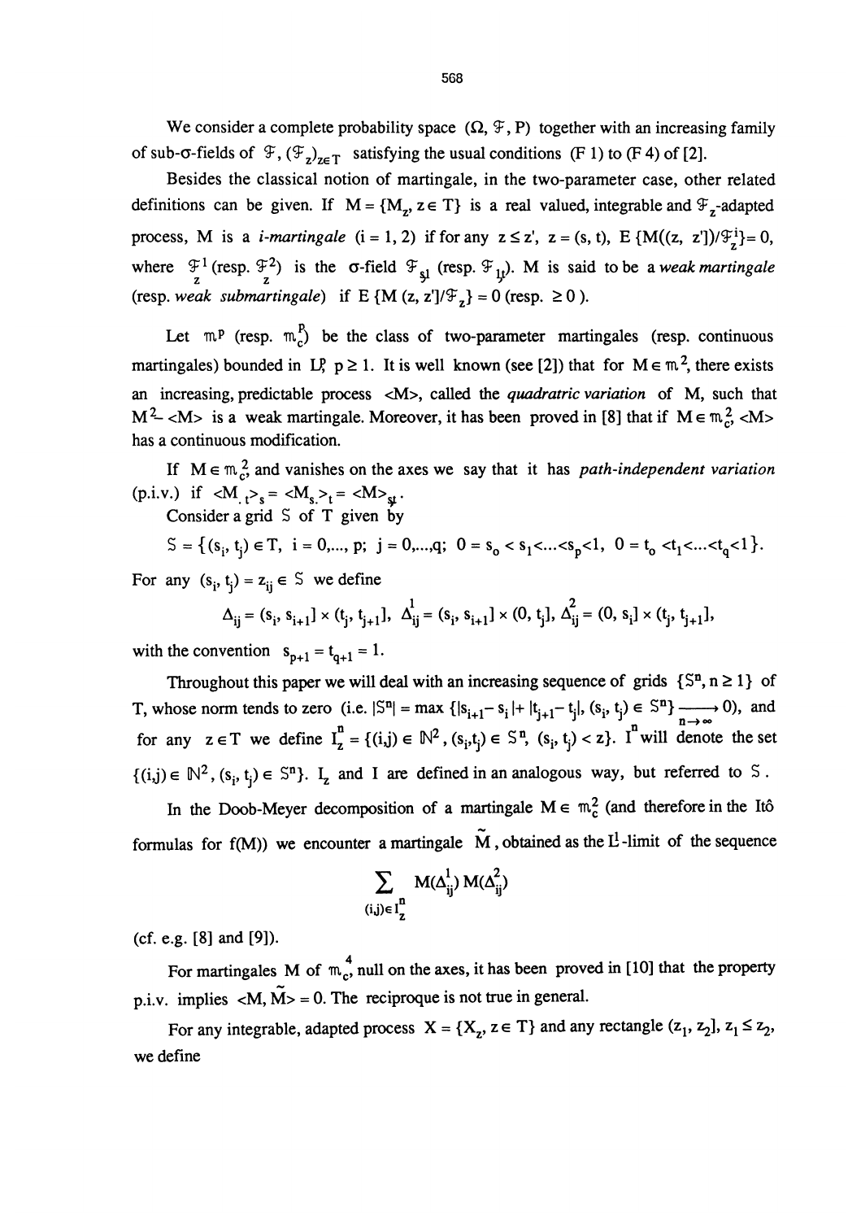We consider a complete probability space $(\Omega, \mathcal{F}, P)$ together with an increasing family of sub-σ-fields of $\mathcal{F}$, $(\mathcal{F}_z)_{z\in T}$ satisfying the usual conditions (F 1) to (F 4) of [2].

Besides the classical notion of martingale, in the two-parameter case, other related definitions can be given. If $M = \{M_z, z \in T\}$ is a real valued, integrable and $\mathcal{F}_z$-adapted process, M is a *i-martingale* (i = 1, 2) if for any $z \le z'$, $z = (s, t)$, $E\{M((z, z'])/\mathcal{F}^i_z\} = 0$, where $\mathcal{F}^1_z$ (resp. $\mathcal{F}^2_z$) is the σ-field $\mathcal{F}_{s1}$ (resp. $\mathcal{F}_{1t}$). M is said to be a *weak martingale* (resp. *weak submartingale*) if $E\{M(z, z']/\mathcal{F}_z\} = 0$ (resp. $\ge 0$).

Let $\mathfrak{m}^p$ (resp. $\mathfrak{m}^p_c$) be the class of two-parameter martingales (resp. continuous martingales) bounded in $L^p$, $p \ge 1$. It is well known (see [2]) that for $M \in \mathfrak{m}^2$, there exists an increasing, predictable process $\langle M\rangle$, called the *quadratic variation* of M, such that $M^2 - \langle M\rangle$ is a weak martingale. Moreover, it has been proved in [8] that if $M \in \mathfrak{m}^2_c$, $\langle M\rangle$ has a continuous modification.

If $M \in \mathfrak{m}^2_c$ and vanishes on the axes we say that it has *path-independent variation* (p.i.v.) if $\langle M_{.t}\rangle_s = \langle M_{s.}\rangle_t = \langle M\rangle_{st}$.

Consider a grid $\mathcal{S}$ of T given by

$$\mathcal{S} = \{(s_i, t_j) \in T,\ i = 0,\dots, p;\ j = 0,\dots,q;\ 0 = s_0 < s_1 < \dots < s_p < 1,\ 0 = t_0 < t_1 < \dots < t_q < 1\}.$$

For any $(s_i, t_j) = z_{ij} \in \mathcal{S}$ we define

$$\Delta_{ij} = (s_i, s_{i+1}] \times (t_j, t_{j+1}],\quad \overset{1}{\Delta}_{ij} = (s_i, s_{i+1}] \times (0, t_j],\quad \overset{2}{\Delta}_{ij} = (0, s_i] \times (t_j, t_{j+1}],$$

with the convention $s_{p+1} = t_{q+1} = 1$.

Throughout this paper we will deal with an increasing sequence of grids $\{\mathcal{S}^n, n \ge 1\}$ of T, whose norm tends to zero (i.e. $|\mathcal{S}^n| = \max\{|s_{i+1} - s_i| + |t_{j+1} - t_j|, (s_i, t_j) \in \mathcal{S}^n\} \xrightarrow[n\to\infty]{} 0$), and for any $z \in T$ we define $I^n_z = \{(i,j) \in \mathbb{N}^2, (s_i,t_j) \in \mathcal{S}^n, (s_i, t_j) < z\}$. $I^n$ will denote the set $\{(i,j) \in \mathbb{N}^2, (s_i, t_j) \in \mathcal{S}^n\}$. $I_z$ and $I$ are defined in an analogous way, but referred to $\mathcal{S}$.

In the Doob-Meyer decomposition of a martingale $M \in \mathfrak{m}^2_c$ (and therefore in the Itô formulas for f(M)) we encounter a martingale $\tilde{M}$, obtained as the $L^1$-limit of the sequence

$$\sum_{(i,j)\in I^n_z} M(\overset{1}{\Delta}_{ij})\, M(\overset{2}{\Delta}_{ij})$$

(cf. e.g. [8] and [9]).

For martingales M of $\mathfrak{m}^4_c$, null on the axes, it has been proved in [10] that the property p.i.v. implies $\langle M, \tilde{M}\rangle = 0$. The reciproque is not true in general.

For any integrable, adapted process $X = \{X_z, z \in T\}$ and any rectangle $(z_1, z_2]$, $z_1 \le z_2$, we define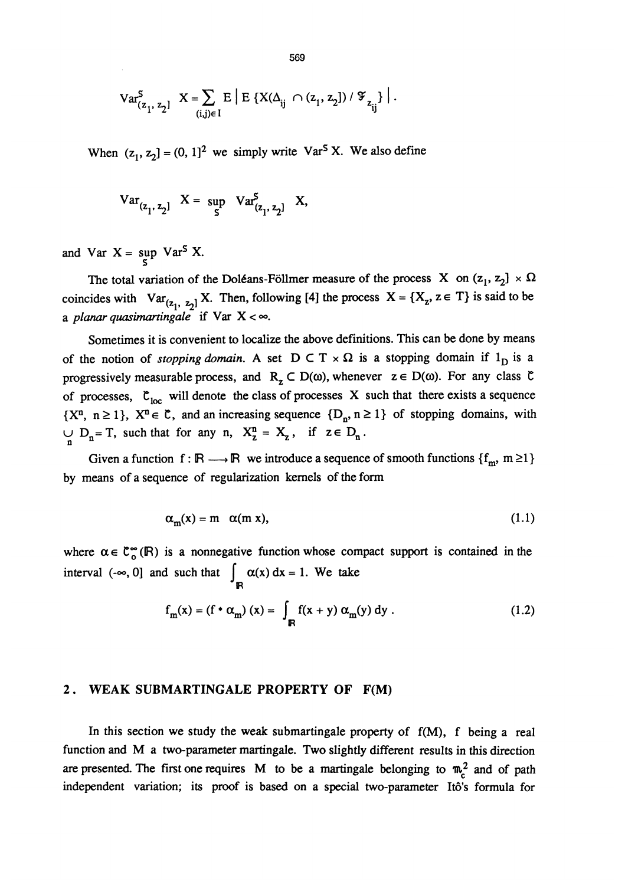$$\mathrm{Var}^{S}_{(z_1, z_2]} X = \sum_{(i,j)\in I} E \mid E\{X(\Delta_{ij} \cap (z_1, z_2]) / \mathcal{F}_{z_{ij}}\} \mid .$$

When $(z_1, z_2] = (0, 1]^2$ we simply write $\mathrm{Var}^S X$. We also define

$$\mathrm{Var}_{(z_1, z_2]} X = \sup_{S} \mathrm{Var}^{S}_{(z_1, z_2]} X,$$

and $\mathrm{Var}\, X = \sup_{S} \mathrm{Var}^S X$.

The total variation of the Doléans-Föllmer measure of the process $X$ on $(z_1, z_2] \times \Omega$ coincides with $\mathrm{Var}_{(z_1, z_2]} X$. Then, following [4] the process $X = \{X_z, z \in T\}$ is said to be a *planar quasimartingale* if $\mathrm{Var}\, X < \infty$.

Sometimes it is convenient to localize the above definitions. This can be done by means of the notion of *stopping domain*. A set $D \subset T \times \Omega$ is a stopping domain if $1_D$ is a progressively measurable process, and $R_z \subset D(\omega)$, whenever $z \in D(\omega)$. For any class $\mathcal{C}$ of processes, $\mathcal{C}_{loc}$ will denote the class of processes $X$ such that there exists a sequence $\{X^n, n \geq 1\}$, $X^n \in \mathcal{C}$, and an increasing sequence $\{D_n, n \geq 1\}$ of stopping domains, with $\bigcup_n D_n = T$, such that for any $n$, $X^n_z = X_z$, if $z \in D_n$.

Given a function $f : \mathbb{R} \longrightarrow \mathbb{R}$ we introduce a sequence of smooth functions $\{f_m, m \geq 1\}$ by means of a sequence of regularization kernels of the form

$$\alpha_m(x) = m \;\; \alpha(m\, x), \tag{1.1}$$

where $\alpha \in \mathcal{C}^{\infty}_0(\mathbb{R})$ is a nonnegative function whose compact support is contained in the interval $(-\infty, 0]$ and such that $\int_{\mathbb{R}} \alpha(x)\, dx = 1$. We take

$$f_m(x) = (f * \alpha_m)(x) = \int_{\mathbb{R}} f(x + y)\, \alpha_m(y)\, dy\,. \tag{1.2}$$

## 2. WEAK SUBMARTINGALE PROPERTY OF F(M)

In this section we study the weak submartingale property of $f(M)$, $f$ being a real function and $M$ a two-parameter martingale. Two slightly different results in this direction are presented. The first one requires $M$ to be a martingale belonging to $\mathcal{M}^2_c$ and of path independent variation; its proof is based on a special two-parameter Itô's formula for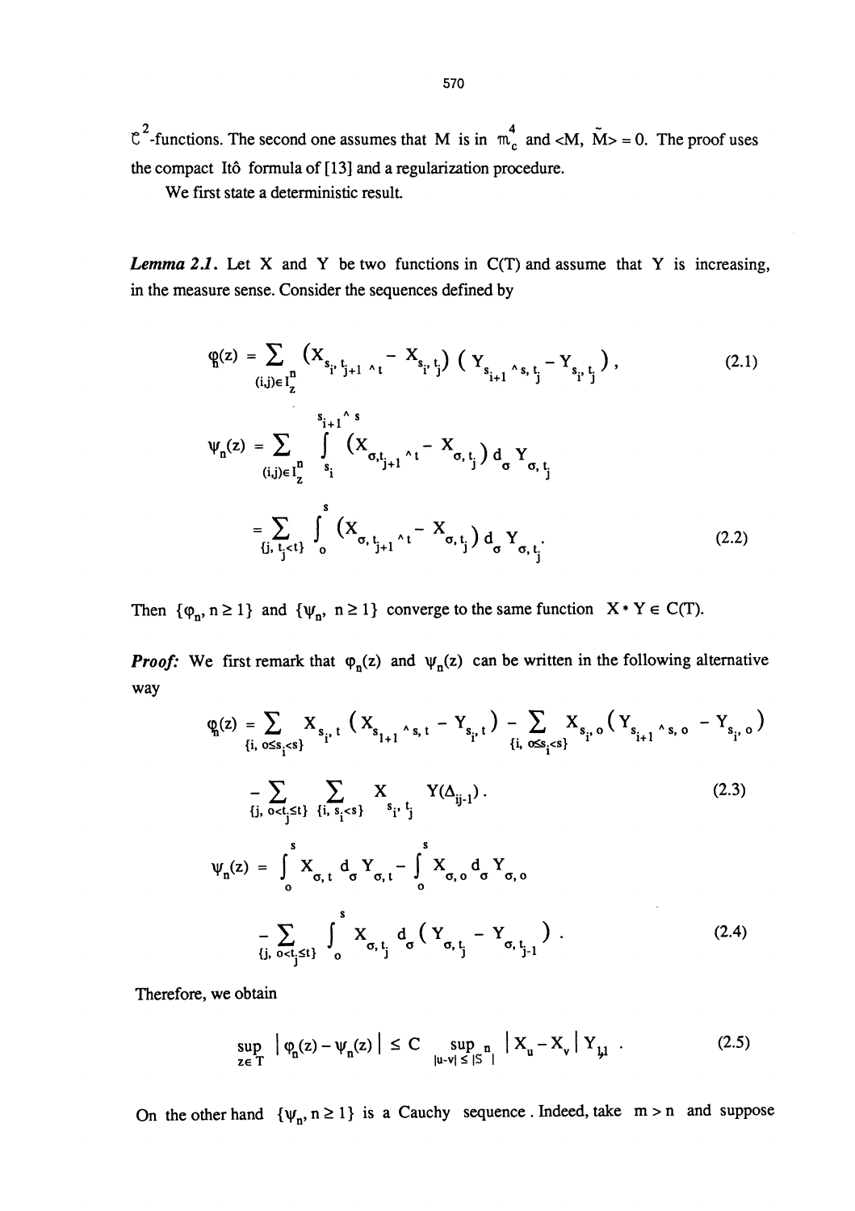$\mathcal{C}^2$-functions. The second one assumes that M is in $\mathcal{m}_c^4$ and $<M, \tilde{M}> = 0$. The proof uses the compact Itô formula of [13] and a regularization procedure.

We first state a deterministic result.

***Lemma 2.1.*** Let X and Y be two functions in C(T) and assume that Y is increasing, in the measure sense. Consider the sequences defined by

$$\varphi_n(z) = \sum_{(i,j)\in I_z^n} \left(X_{s_i, t_{j+1}\wedge t} - X_{s_i, t_j}\right)\left(Y_{s_{i+1}\wedge s, t_j} - Y_{s_i, t_j}\right), \tag{2.1}$$

$$\psi_n(z) = \sum_{(i,j)\in I_z^n} \int_{s_i}^{s_{i+1}\wedge s} \left(X_{\sigma, t_{j+1}\wedge t} - X_{\sigma, t_j}\right) d_\sigma Y_{\sigma, t_j}$$

$$= \sum_{\{j,\, t_j<t\}} \int_0^s \left(X_{\sigma, t_{j+1}\wedge t} - X_{\sigma, t_j}\right) d_\sigma Y_{\sigma, t_j}. \tag{2.2}$$

Then $\{\varphi_n, n \geq 1\}$ and $\{\psi_n, n \geq 1\}$ converge to the same function $X * Y \in C(T)$.

***Proof:*** We first remark that $\varphi_n(z)$ and $\psi_n(z)$ can be written in the following alternative way

$$\varphi_n(z) = \sum_{\{i,\, o\leq s_i<s\}} X_{s_i, t}\left(X_{s_{i+1}\wedge s, t} - Y_{s_i, t}\right) - \sum_{\{i,\, o\leq s_i<s\}} X_{s_i, o}\left(Y_{s_{i+1}\wedge s, o} - Y_{s_i, o}\right)$$

$$- \sum_{\{j,\, o<t_j\leq t\}} \sum_{\{i,\, s_i<s\}} X_{s_i, t_j} Y(\Delta_{ij-1}). \tag{2.3}$$

$$\psi_n(z) = \int_0^s X_{\sigma, t}\, d_\sigma Y_{\sigma, t} - \int_0^s X_{\sigma, o}\, d_\sigma Y_{\sigma, o}$$

$$- \sum_{\{j,\, o<t_j\leq t\}} \int_0^s X_{\sigma, t_j}\, d_\sigma\left(Y_{\sigma, t_j} - Y_{\sigma, t_{j-1}}\right). \tag{2.4}$$

Therefore, we obtain

$$\sup_{z\in T} \left|\varphi_n(z) - \psi_n(z)\right| \leq C \sup_{|u-v|\leq |S^n|} \left|X_u - X_v\right| Y_{1,1}. \tag{2.5}$$

On the other hand $\{\psi_n, n \geq 1\}$ is a Cauchy sequence. Indeed, take $m > n$ and suppose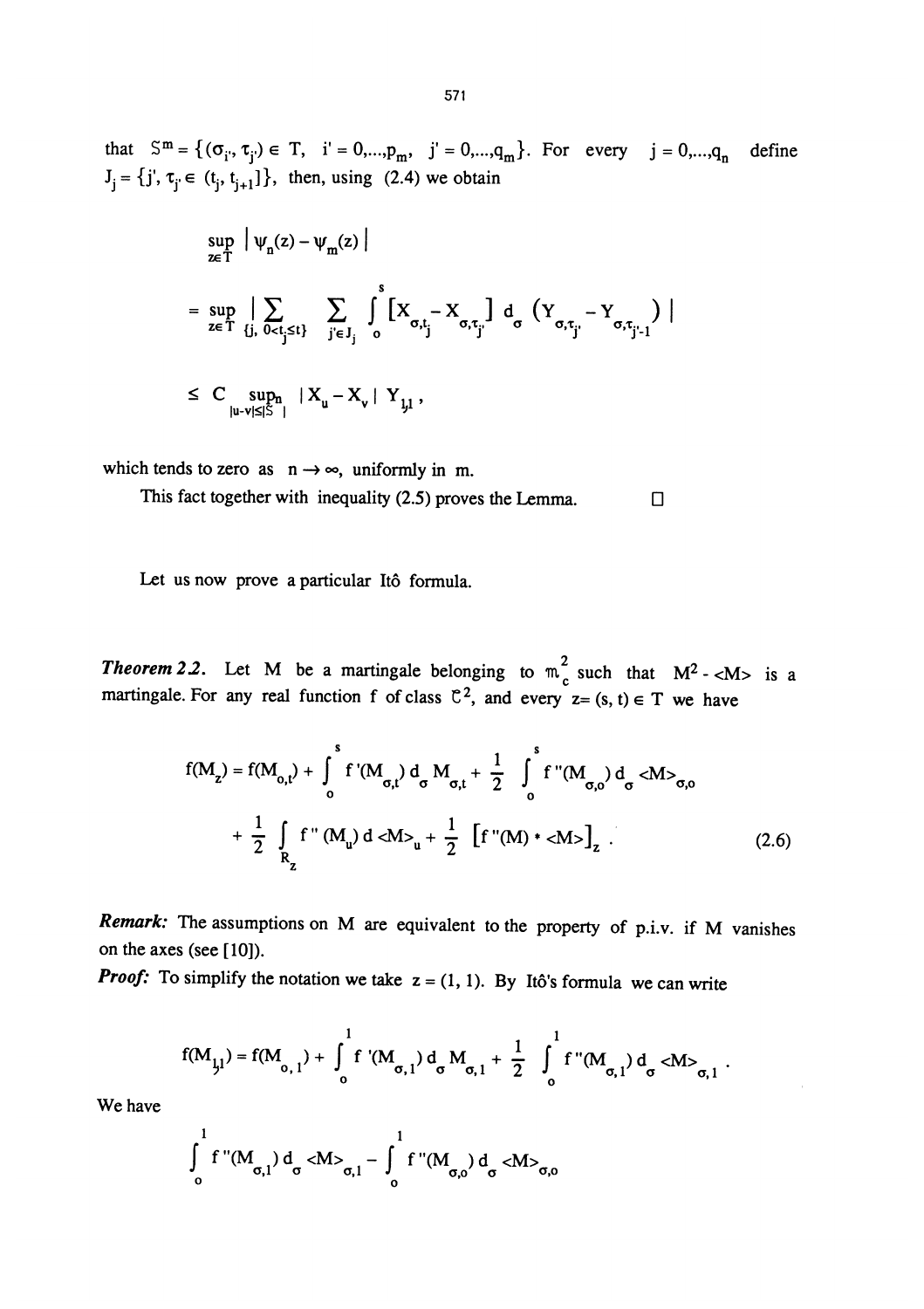that $S^m = \{(\sigma_{i'}, \tau_{j'}) \in T,\ i' = 0,\ldots,p_m,\ j' = 0,\ldots,q_m\}$. For every $j = 0,\ldots,q_n$ define $J_j = \{j', \tau_{j'} \in (t_j, t_{j+1}]\}$, then, using (2.4) we obtain

$$\sup_{z\in T} | \psi_n(z) - \psi_m(z) |$$

$$= \sup_{z\in T} | \sum_{\{j,\ 0<t_j\le t\}} \sum_{j'\in J_j} \int_0^s [X_{\sigma,t_j} - X_{\sigma,\tau_{j'}}]\, d_\sigma\, (Y_{\sigma,\tau_{j'}} - Y_{\sigma,\tau_{j'-1}}) |$$

$$\le C \sup_{|u-v|\le|S^n|} | X_u - X_v |\ Y_{1,1},$$

which tends to zero as $n \to \infty$, uniformly in $m$.

This fact together with inequality (2.5) proves the Lemma. □

Let us now prove a particular Itô formula.

***Theorem 2.2.*** Let $M$ be a martingale belonging to $\mathfrak{M}_c^2$ such that $M^2 - \langle M\rangle$ is a martingale. For any real function $f$ of class $\mathcal{C}^2$, and every $z = (s, t) \in T$ we have

$$f(M_z) = f(M_{0,t}) + \int_0^s f'(M_{\sigma,t})\, d_\sigma M_{\sigma,t} + \frac{1}{2} \int_0^s f''(M_{\sigma,0})\, d_\sigma \langle M\rangle_{\sigma,0}$$

$$+ \frac{1}{2} \int_{R_z} f''(M_u)\, d\langle M\rangle_u + \frac{1}{2} \left[f''(M) * \langle M\rangle\right]_z . \tag{2.6}$$

***Remark:*** The assumptions on $M$ are equivalent to the property of p.i.v. if $M$ vanishes on the axes (see [10]).

***Proof:*** To simplify the notation we take $z = (1, 1)$. By Itô's formula we can write

$$f(M_{1,1}) = f(M_{0,1}) + \int_0^1 f'(M_{\sigma,1})\, d_\sigma M_{\sigma,1} + \frac{1}{2} \int_0^1 f''(M_{\sigma,1})\, d_\sigma \langle M\rangle_{\sigma,1} .$$

We have

$$\int_0^1 f''(M_{\sigma,1})\, d_\sigma \langle M\rangle_{\sigma,1} - \int_0^1 f''(M_{\sigma,0})\, d_\sigma \langle M\rangle_{\sigma,0}$$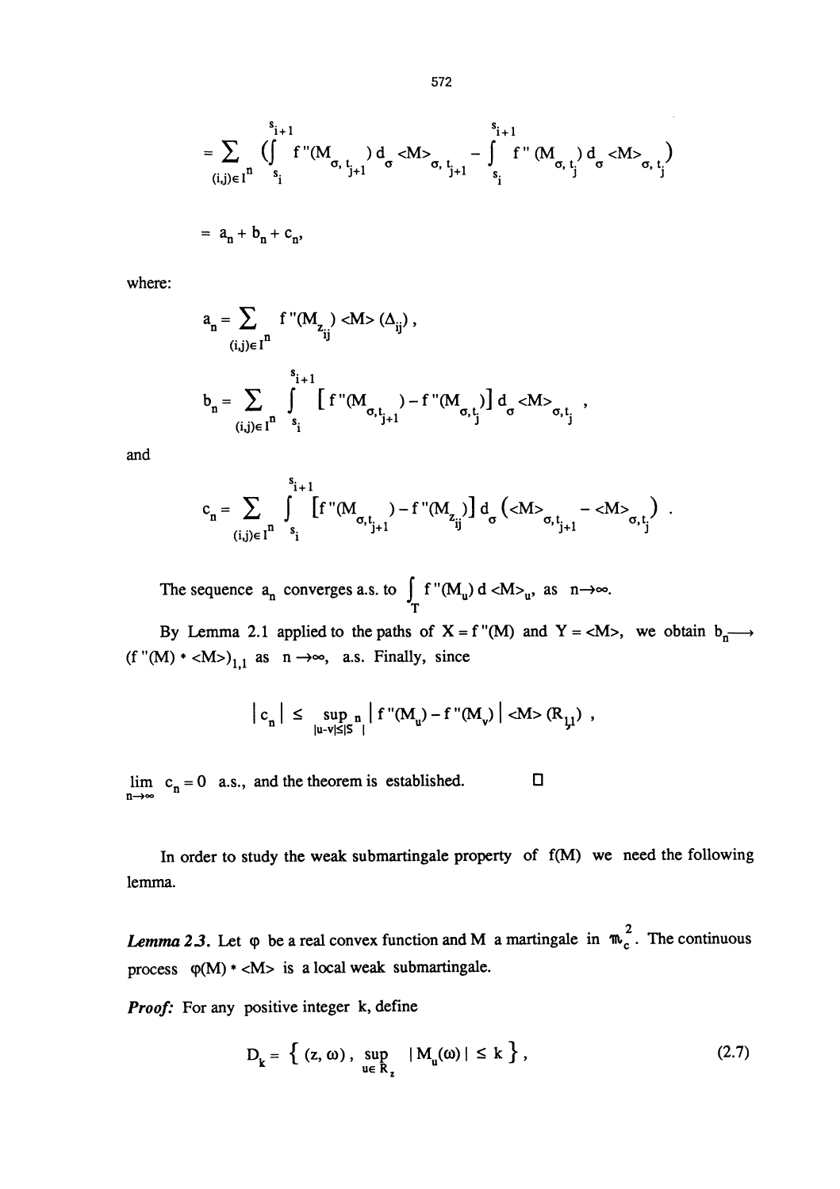$$= \sum_{(i,j)\in I^n} \left( \int_{s_i}^{s_{i+1}} f''(M_{\sigma, t_{j+1}})\, d_\sigma <M>_{\sigma, t_{j+1}} - \int_{s_i}^{s_{i+1}} f''(M_{\sigma, t_j})\, d_\sigma <M>_{\sigma, t_j} \right)$$

$$= a_n + b_n + c_n,$$

where:

$$a_n = \sum_{(i,j)\in I^n} f''(M_{z_{ij}}) <M> (\Delta_{ij}) ,$$

$$b_n = \sum_{(i,j)\in I^n} \int_{s_i}^{s_{i+1}} \left[ f''(M_{\sigma,t_{j+1}}) - f''(M_{\sigma,t_j}) \right] d_\sigma <M>_{\sigma,t_j} ,$$

and

$$c_n = \sum_{(i,j)\in I^n} \int_{s_i}^{s_{i+1}} \left[ f''(M_{\sigma,t_{j+1}}) - f''(M_{z_{ij}}) \right] d_\sigma \left( <M>_{\sigma,t_{j+1}} - <M>_{\sigma,t_j} \right) .$$

The sequence $a_n$ converges a.s. to $\int_T f''(M_u)\, d <M>_u$, as $n \to \infty$.

By Lemma 2.1 applied to the paths of $X = f''(M)$ and $Y = <M>$, we obtain $b_n \longrightarrow (f''(M) * <M>)_{1,1}$ as $n \to \infty$, a.s. Finally, since

$$| c_n | \leq \sup_{|u-v|\leq |S^n|} | f''(M_u) - f''(M_v) | <M> (R_{1,1}) ,$$

$\lim_{n\to\infty} c_n = 0$ a.s., and the theorem is established. □

In order to study the weak submartingale property of $f(M)$ we need the following lemma.

***Lemma 2.3.*** Let $\varphi$ be a real convex function and $M$ a martingale in $\mathfrak{M}_c^2$. The continuous process $\varphi(M) * <M>$ is a local weak submartingale.

***Proof:*** For any positive integer $k$, define

$$D_k = \left\{ (z, \omega) ,\ \sup_{u\in R_z} | M_u(\omega) | \leq k \right\} , \tag{2.7}$$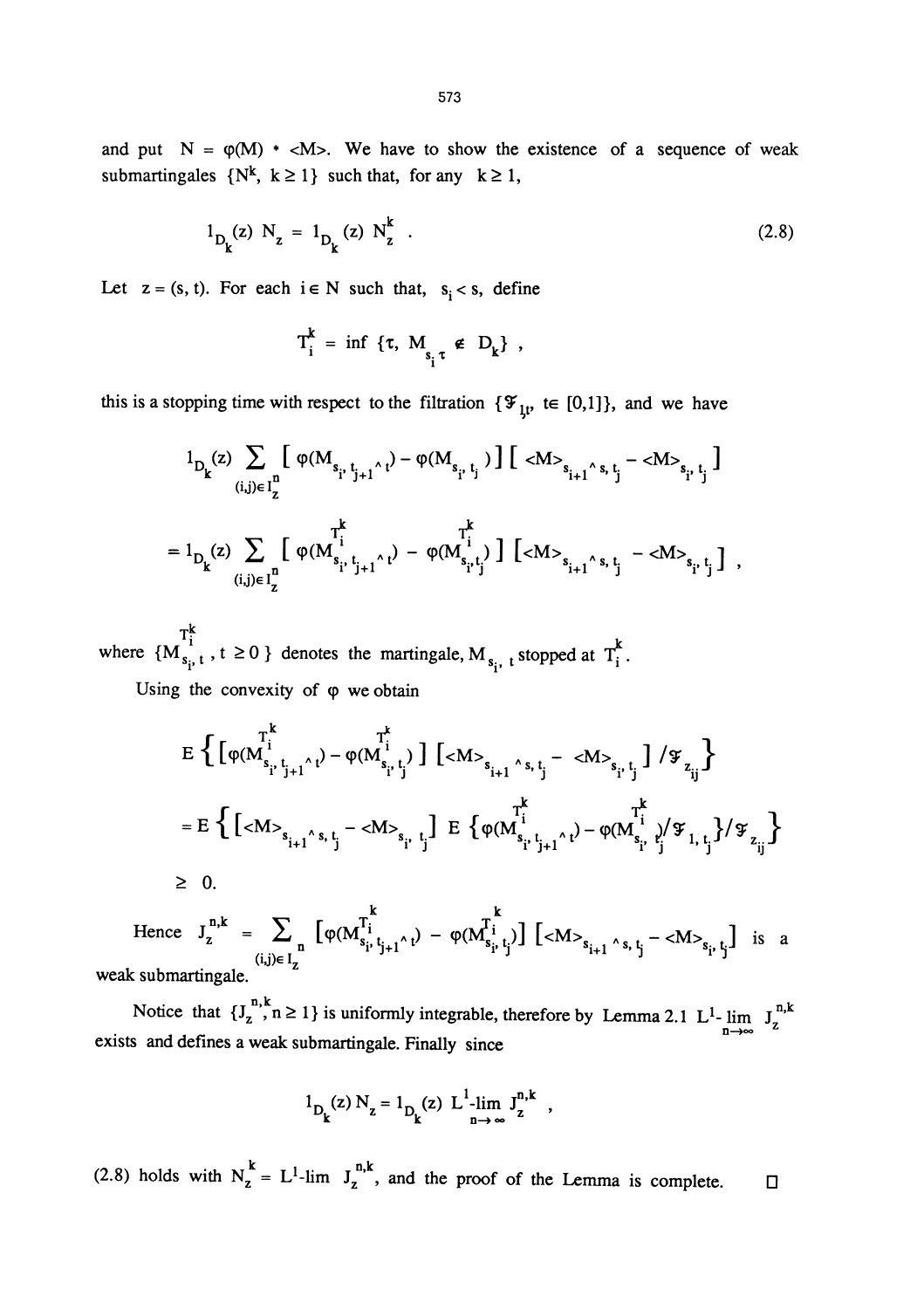and put $N = \varphi(M) * \langle M \rangle$. We have to show the existence of a sequence of weak submartingales $\{N^k, k \geq 1\}$ such that, for any $k \geq 1$,

$$1_{D_k}(z)\, N_z = 1_{D_k}(z)\, N^k_z \; . \tag{2.8}$$

Let $z = (s, t)$. For each $i \in N$ such that, $s_i < s$, define

$$T^k_i = \inf \{\tau,\ M_{s_i, \tau} \notin D_k\} \; ,$$

this is a stopping time with respect to the filtration $\{\mathcal{F}_{1,t},\ t \in [0,1]\}$, and we have

$$1_{D_k}(z) \sum_{(i,j) \in I^n_z} [\, \varphi(M_{s_i, t_{j+1} \wedge t}) - \varphi(M_{s_i, t_j})\,]\, [\, \langle M \rangle_{s_{i+1} \wedge s, t_j} - \langle M \rangle_{s_i, t_j}\,]$$

$$= 1_{D_k}(z) \sum_{(i,j) \in I^n_z} [\, \varphi(M^{T^k_i}_{s_i, t_{j+1} \wedge t}) - \varphi(M^{T^k_i}_{s_i, t_j})\,]\, [\langle M \rangle_{s_{i+1} \wedge s, t_j} - \langle M \rangle_{s_i, t_j}] \; ,$$

where $\{M^{T^k_i}_{s_i, t}, t \geq 0\}$ denotes the martingale, $M_{s_i, t}$ stopped at $T^k_i$.

Using the convexity of $\varphi$ we obtain

$$E\left\{ [\varphi(M^{T^k_i}_{s_i, t_{j+1} \wedge t}) - \varphi(M^{T^k_i}_{s_i, t_j})\,]\, [\langle M \rangle_{s_{i+1} \wedge s, t_j} - \langle M \rangle_{s_i, t_j}\,] / \mathcal{F}_{z_{ij}} \right\}$$

$$= E\left\{ [\langle M \rangle_{s_{i+1} \wedge s, t_j} - \langle M \rangle_{s_i, t_j}]\; E\,\{\varphi(M^{T^k_i}_{s_i, t_{j+1} \wedge t}) - \varphi(M^{T^k_i}_{s_i, t_j}) / \mathcal{F}_{1, t_j}\} / \mathcal{F}_{z_{ij}} \right\}$$

$$\geq 0.$$

Hence $J^{n,k}_z = \sum_{(i,j) \in I^n_z} [\varphi(M^{T^k_i}_{s_i, t_{j+1} \wedge t}) - \varphi(M^{T^k_i}_{s_i, t_j})]\, [\langle M \rangle_{s_{i+1} \wedge s, t_j} - \langle M \rangle_{s_i, t_j}]$ is a weak submartingale.

Notice that $\{J^{n,k}_z, n \geq 1\}$ is uniformly integrable, therefore by Lemma 2.1 $L^1\text{-}\lim_{n \to \infty} J^{n,k}_z$ exists and defines a weak submartingale. Finally since

$$1_{D_k}(z)\, N_z = 1_{D_k}(z)\; L^1\text{-}\lim_{n \to \infty} J^{n,k}_z \; ,$$

(2.8) holds with $N^k_z = L^1\text{-}\lim\ J^{n,k}_z$, and the proof of the Lemma is complete. □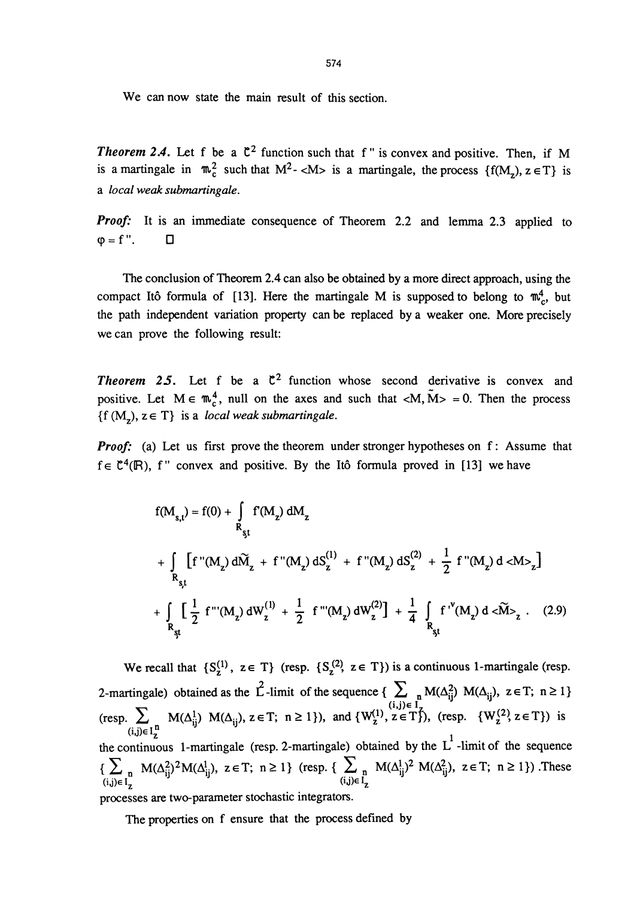We can now state the main result of this section.

***Theorem 2.4.*** Let f be a $\mathcal{C}^2$ function such that f '' is convex and positive. Then, if M is a martingale in $\mathfrak{M}_c^2$ such that $M^2 - \langle M \rangle$ is a martingale, the process $\{f(M_z), z \in T\}$ is a *local weak submartingale.*

***Proof:*** It is an immediate consequence of Theorem 2.2 and lemma 2.3 applied to $\varphi = f''$. □

The conclusion of Theorem 2.4 can also be obtained by a more direct approach, using the compact Itô formula of [13]. Here the martingale M is supposed to belong to $\mathfrak{M}_c^4$, but the path independent variation property can be replaced by a weaker one. More precisely we can prove the following result:

***Theorem 2.5.*** Let f be a $\mathcal{C}^2$ function whose second derivative is convex and positive. Let $M \in \mathfrak{M}_c^4$, null on the axes and such that $\langle M, \tilde{M} \rangle = 0$. Then the process $\{f(M_z), z \in T\}$ is a *local weak submartingale.*

***Proof:*** (a) Let us first prove the theorem under stronger hypotheses on f : Assume that $f \in \mathcal{C}^4(\mathbb{R})$, f '' convex and positive. By the Itô formula proved in [13] we have

$$
\begin{aligned}
f(M_{s,t}) = f(0) &+ \int_{R_{s,t}} f'(M_z)\, dM_z \\
&+ \int_{R_{s,t}} \left[ f''(M_z)\, d\tilde{M}_z + f''(M_z)\, dS_z^{(1)} + f''(M_z)\, dS_z^{(2)} + \frac{1}{2} f''(M_z)\, d\langle M \rangle_z \right] \\
&+ \int_{R_{s,t}} \left[ \frac{1}{2} f'''(M_z)\, dW_z^{(1)} + \frac{1}{2} f'''(M_z)\, dW_z^{(2)} \right] + \frac{1}{4} \int_{R_{s,t}} f^{iv}(M_z)\, d\langle \tilde{M} \rangle_z . \qquad (2.9)
\end{aligned}
$$

We recall that $\{S_z^{(1)}, z \in T\}$ (resp. $\{S_z^{(2)}, z \in T\}$) is a continuous 1-martingale (resp. 2-martingale) obtained as the $L^2$-limit of the sequence $\{ \sum_{(i,j) \in I_z^n} M(\Delta_{ij}^2)\, M(\Delta_{ij}), z \in T;\ n \geq 1\}$ (resp. $\sum_{(i,j) \in I_z^n} M(\Delta_{ij}^1)\, M(\Delta_{ij}), z \in T;\ n \geq 1\}$), and $\{W_z^{(1)}, z \in T\}$, (resp. $\{W_z^{(2)}, z \in T\}$) is the continuous 1-martingale (resp. 2-martingale) obtained by the $L^1$-limit of the sequence $\{ \sum_{(i,j) \in I_z^n} M(\Delta_{ij}^2)^2 M(\Delta_{ij}^1), z \in T;\ n \geq 1\}$ (resp. $\{ \sum_{(i,j) \in I_z^n} M(\Delta_{ij}^1)^2\, M(\Delta_{ij}^2), z \in T;\ n \geq 1\}$). These processes are two-parameter stochastic integrators.

The properties on f ensure that the process defined by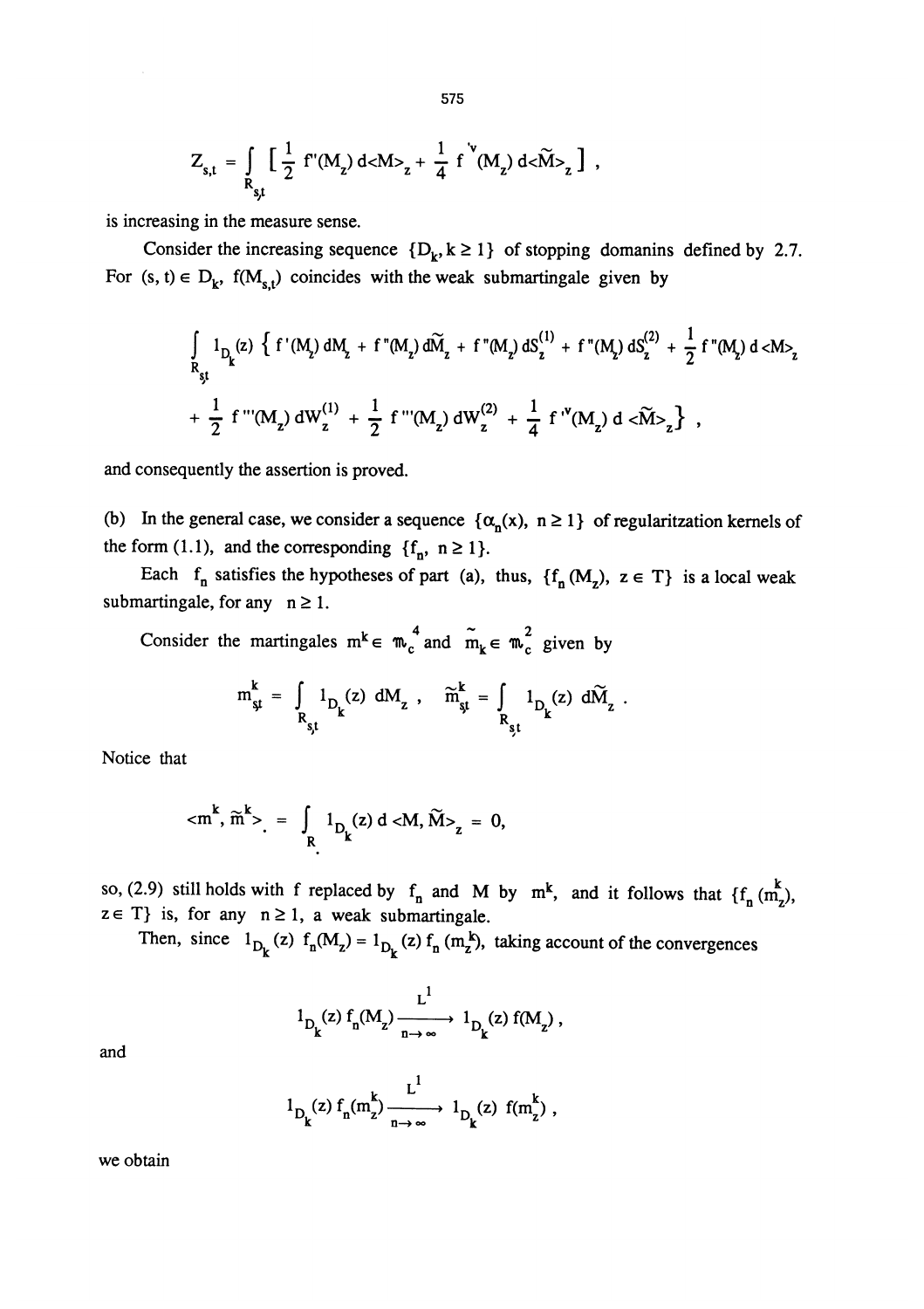$$Z_{s,t} = \int_{R_{s,t}} \left[ \frac{1}{2} f''(M_z)\, d\langle M\rangle_z + \frac{1}{4} f^{iv}(M_z)\, d\langle \widetilde{M}\rangle_z \right],$$

is increasing in the measure sense.

Consider the increasing sequence $\{D_k, k \geq 1\}$ of stopping domanins defined by 2.7. For $(s, t) \in D_k$, $f(M_{s,t})$ coincides with the weak submartingale given by

$$\int_{R_{s,t}} 1_{D_k}(z) \left\{ f'(M_z)\, dM_z + f''(M_z)\, d\widetilde{M}_z + f''(M_z)\, dS_z^{(1)} + f''(M_z)\, dS_z^{(2)} + \frac{1}{2} f''(M_z)\, d\langle M\rangle_z \right.$$

$$\left. + \frac{1}{2} f'''(M_z)\, dW_z^{(1)} + \frac{1}{2} f'''(M_z)\, dW_z^{(2)} + \frac{1}{4} f^{iv}(M_z)\, d\langle \widetilde{M}\rangle_z \right\},$$

and consequently the assertion is proved.

(b) In the general case, we consider a sequence $\{\alpha_n(x), n \geq 1\}$ of regularitzation kernels of the form (1.1), and the corresponding $\{f_n, n \geq 1\}$.

Each $f_n$ satisfies the hypotheses of part (a), thus, $\{f_n(M_z), z \in T\}$ is a local weak submartingale, for any $n \geq 1$.

Consider the martingales $m^k \in \mathcal{M}_c^4$ and $\widetilde{m}_k \in \mathcal{M}_c^2$ given by

$$m_{s,t}^k = \int_{R_{s,t}} 1_{D_k}(z)\, dM_z, \quad \widetilde{m}_{s,t}^k = \int_{R_{s,t}} 1_{D_k}(z)\, d\widetilde{M}_z.$$

Notice that

$$\langle m^k, \widetilde{m}^k\rangle_{\cdot} = \int_{R_{\cdot}} 1_{D_k}(z)\, d\langle M, \widetilde{M}\rangle_z = 0,$$

so, (2.9) still holds with $f$ replaced by $f_n$ and $M$ by $m^k$, and it follows that $\{f_n(m_z^k), z \in T\}$ is, for any $n \geq 1$, a weak submartingale.

Then, since $1_{D_k}(z)\, f_n(M_z) = 1_{D_k}(z)\, f_n(m_z^k)$, taking account of the convergences

$$1_{D_k}(z)\, f_n(M_z) \xrightarrow[n \to \infty]{L^1} 1_{D_k}(z)\, f(M_z),$$

and

$$1_{D_k}(z)\, f_n(m_z^k) \xrightarrow[n \to \infty]{L^1} 1_{D_k}(z)\, f(m_z^k),$$

we obtain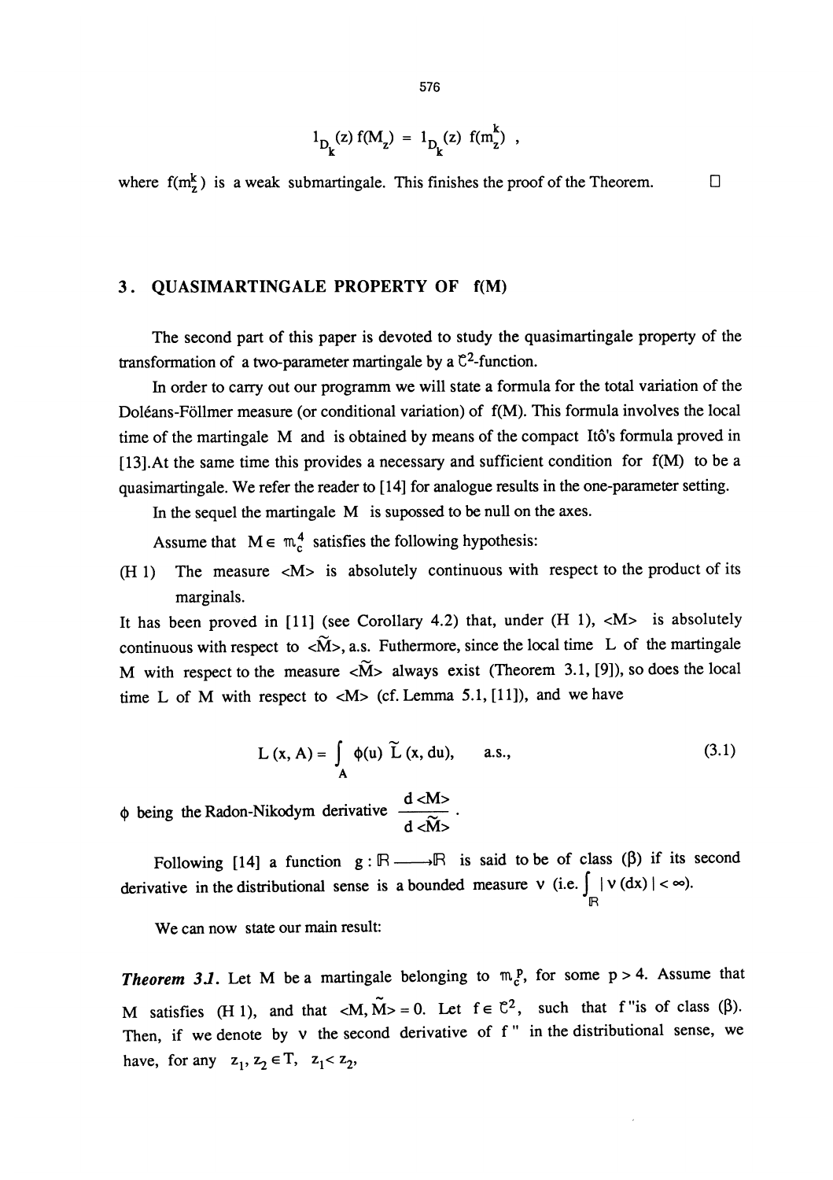$$1_{D_k}(z)\, f(M_z) = 1_{D_k}(z)\, f(m_z^k)\ ,$$

where $f(m_z^k)$ is a weak submartingale. This finishes the proof of the Theorem. $\square$

## 3. QUASIMARTINGALE PROPERTY OF f(M)

The second part of this paper is devoted to study the quasimartingale property of the transformation of a two-parameter martingale by a $\mathcal{C}^2$-function.

In order to carry out our programm we will state a formula for the total variation of the Doléans-Föllmer measure (or conditional variation) of f(M). This formula involves the local time of the martingale M and is obtained by means of the compact Itô's formula proved in [13].At the same time this provides a necessary and sufficient condition for f(M) to be a quasimartingale. We refer the reader to [14] for analogue results in the one-parameter setting.

In the sequel the martingale M is supossed to be null on the axes.

Assume that $M \in \mathfrak{m}_c^4$ satisfies the following hypothesis:

(H 1) The measure $<M>$ is absolutely continuous with respect to the product of its marginals.

It has been proved in [11] (see Corollary 4.2) that, under (H 1), $<M>$ is absolutely continuous with respect to $<\tilde{M}>$, a.s. Futhermore, since the local time L of the martingale M with respect to the measure $<\tilde{M}>$ always exist (Theorem 3.1, [9]), so does the local time L of M with respect to $<M>$ (cf. Lemma 5.1, [11]), and we have

$$L(x, A) = \int_A \phi(u)\, \tilde{L}(x, du), \qquad \text{a.s.,} \tag{3.1}$$

$\phi$ being the Radon-Nikodym derivative $\dfrac{d<M>}{d<\tilde{M}>}$.

Following [14] a function $g: \mathbb{R} \longrightarrow \mathbb{R}$ is said to be of class ($\beta$) if its second derivative in the distributional sense is a bounded measure $\nu$ (i.e. $\int_{\mathbb{R}} |\nu(dx)| < \infty$).

We can now state our main result:

***Theorem 3.1.*** Let M be a martingale belonging to $\mathfrak{m}_c^p$, for some $p > 4$. Assume that M satisfies (H 1), and that $<M, \tilde{M}> = 0$. Let $f \in \mathcal{C}^2$, such that $f''$ is of class ($\beta$). Then, if we denote by $\nu$ the second derivative of $f''$ in the distributional sense, we have, for any $z_1, z_2 \in T$, $z_1 < z_2$,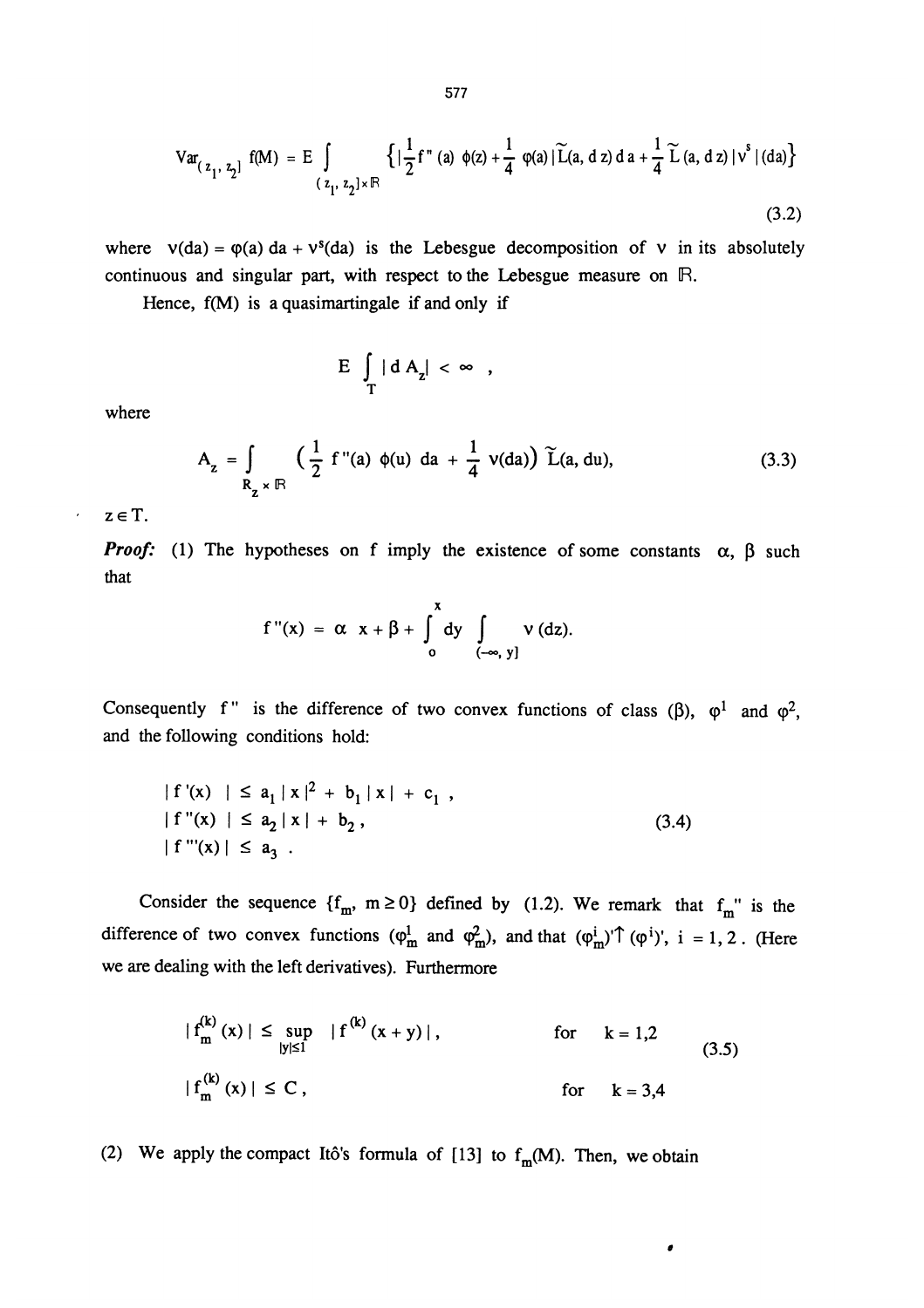$$\mathrm{Var}_{(z_1, z_2]} f(M) = E \int_{(z_1, z_2] \times \mathbb{R}} \left\{ \left| \frac{1}{2} f''(a)\, \phi(z) + \frac{1}{4}\, \varphi(a) \right| \widetilde{L}(a, dz)\, da + \frac{1}{4}\, \widetilde{L}(a, dz)\, |v^s|(da) \right\} \tag{3.2}$$

where $v(da) = \varphi(a)\, da + v^s(da)$ is the Lebesgue decomposition of $v$ in its absolutely continuous and singular part, with respect to the Lebesgue measure on $\mathbb{R}$.

Hence, $f(M)$ is a quasimartingale if and only if

$$E \int_T |d A_z| < \infty ,$$

where

$$A_z = \int_{R_z \times \mathbb{R}} \left( \frac{1}{2}\, f''(a)\, \phi(u)\, da + \frac{1}{4}\, v(da) \right) \widetilde{L}(a, du), \tag{3.3}$$

$z \in T$.

***Proof:*** (1) The hypotheses on f imply the existence of some constants $\alpha$, $\beta$ such that

$$f''(x) = \alpha\, x + \beta + \int_0^x dy \int_{(-\infty, y]} v(dz).$$

Consequently $f''$ is the difference of two convex functions of class ($\beta$), $\varphi^1$ and $\varphi^2$, and the following conditions hold:

$$\begin{aligned} | f'(x) | &\le a_1 |x|^2 + b_1 |x| + c_1 , \\ | f''(x) | &\le a_2 |x| + b_2 , \\ | f'''(x) | &\le a_3 . \end{aligned} \tag{3.4}$$

Consider the sequence $\{f_m,\ m \ge 0\}$ defined by (1.2). We remark that $f_m''$ is the difference of two convex functions ($\varphi^1_m$ and $\varphi^2_m$), and that $(\varphi^i_m)' \uparrow (\varphi^i)'$, $i = 1, 2$. (Here we are dealing with the left derivatives). Furthermore

$$\begin{aligned} | f_m^{(k)}(x) | &\le \sup_{|y| \le 1} | f^{(k)}(x + y) | , &\quad \text{for} \quad k = 1,2 \\ | f_m^{(k)}(x) | &\le C , &\quad \text{for} \quad k = 3,4 \end{aligned} \tag{3.5}$$

(2) We apply the compact Itô's formula of [13] to $f_m(M)$. Then, we obtain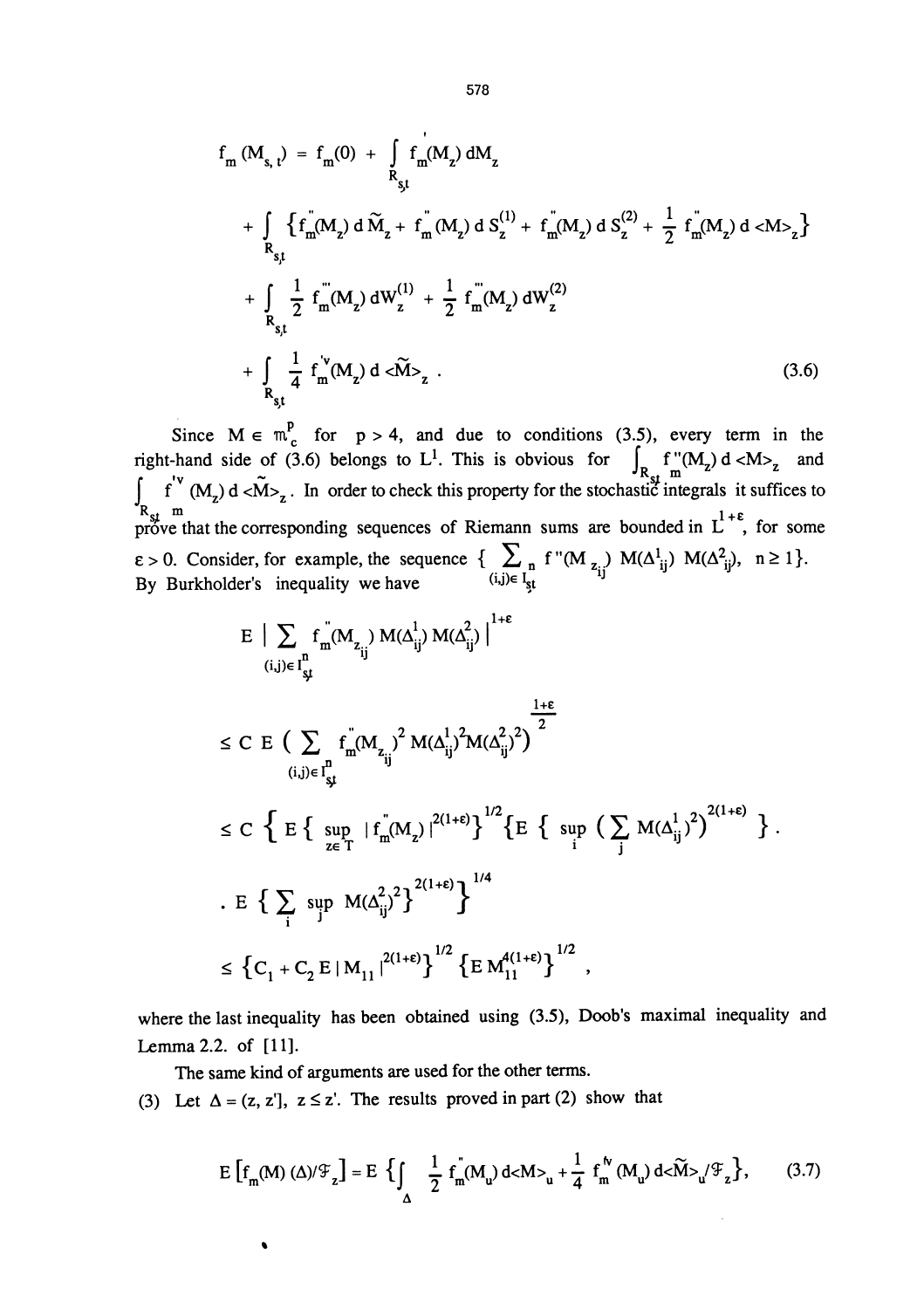$$
\begin{aligned}
f_m(M_{s,t}) &= f_m(0) + \int_{R_{s,t}} f_m'(M_z)\, dM_z \\
&+ \int_{R_{s,t}} \left\{ f_m''(M_z)\, d\widetilde{M}_z + f_m''(M_z)\, dS_z^{(1)} + f_m''(M_z)\, dS_z^{(2)} + \frac{1}{2} f_m''(M_z)\, d\langle M\rangle_z \right\} \\
&+ \int_{R_{s,t}} \frac{1}{2} f_m'''(M_z)\, dW_z^{(1)} + \frac{1}{2} f_m'''(M_z)\, dW_z^{(2)} \\
&+ \int_{R_{s,t}} \frac{1}{4} f_m^{iv}(M_z)\, d\langle \widetilde{M}\rangle_z .
\end{aligned}
\tag{3.6}
$$

Since $M \in \mathfrak{m}_c^p$ for $p > 4$, and due to conditions (3.5), every term in the right-hand side of (3.6) belongs to $L^1$. This is obvious for $\int_{R_{s,t}} f_m''(M_z)\, d\langle M\rangle_z$ and $\int_{R_{s,t}} f_m^{iv}(M_z)\, d\langle \widetilde{M}\rangle_z$. In order to check this property for the stochastic integrals it suffices to prove that the corresponding sequences of Riemann sums are bounded in $L^{1+\varepsilon}$, for some $\varepsilon > 0$. Consider, for example, the sequence $\{ \sum_{(i,j)\in I^n_{s,t}} f''(M_{z_{ij}})\, M(\Delta^1_{ij})\, M(\Delta^2_{ij}),\ n \geq 1\}$. By Burkholder's inequality we have

$$
\begin{aligned}
& E \Big| \sum_{(i,j)\in I^n_{s,t}} f_m''(M_{z_{ij}})\, M(\Delta^1_{ij})\, M(\Delta^2_{ij}) \Big|^{1+\varepsilon} \\
&\leq C\, E \Big( \sum_{(i,j)\in I^n_{s,t}} f_m''(M_{z_{ij}})^2\, M(\Delta^1_{ij})^2 M(\Delta^2_{ij})^2 \Big)^{\frac{1+\varepsilon}{2}} \\
&\leq C \left\{ E \left\{ \sup_{z\in T} |f_m''(M_z)|^{2(1+\varepsilon)} \right\}^{1/2} \left\{ E \left\{ \sup_i \Big( \sum_j M(\Delta^1_{ij})^2 \Big)^{2(1+\varepsilon)} \right\} \right. \right. . \\
&\quad . \left. \left. E \left\{ \sum_i \sup_j M(\Delta^2_{ij})^2 \right\}^{2(1+\varepsilon)} \right\}^{1/4} \\
&\leq \left\{ C_1 + C_2\, E\, |M_{11}|^{2(1+\varepsilon)} \right\}^{1/2} \left\{ E\, M_{11}^{4(1+\varepsilon)} \right\}^{1/2} ,
\end{aligned}
$$

where the last inequality has been obtained using (3.5), Doob's maximal inequality and Lemma 2.2. of [11].

The same kind of arguments are used for the other terms.

(3) Let $\Delta = (z, z']$, $z \leq z'$. The results proved in part (2) show that

$$
E\left[ f_m(M)(\Delta) / \mathcal{F}_z \right] = E \left\{ \int_\Delta \frac{1}{2} f_m''(M_u)\, d\langle M\rangle_u + \frac{1}{4} f_m^{iv}(M_u)\, d\langle \widetilde{M}\rangle_u / \mathcal{F}_z \right\}, \tag{3.7}
$$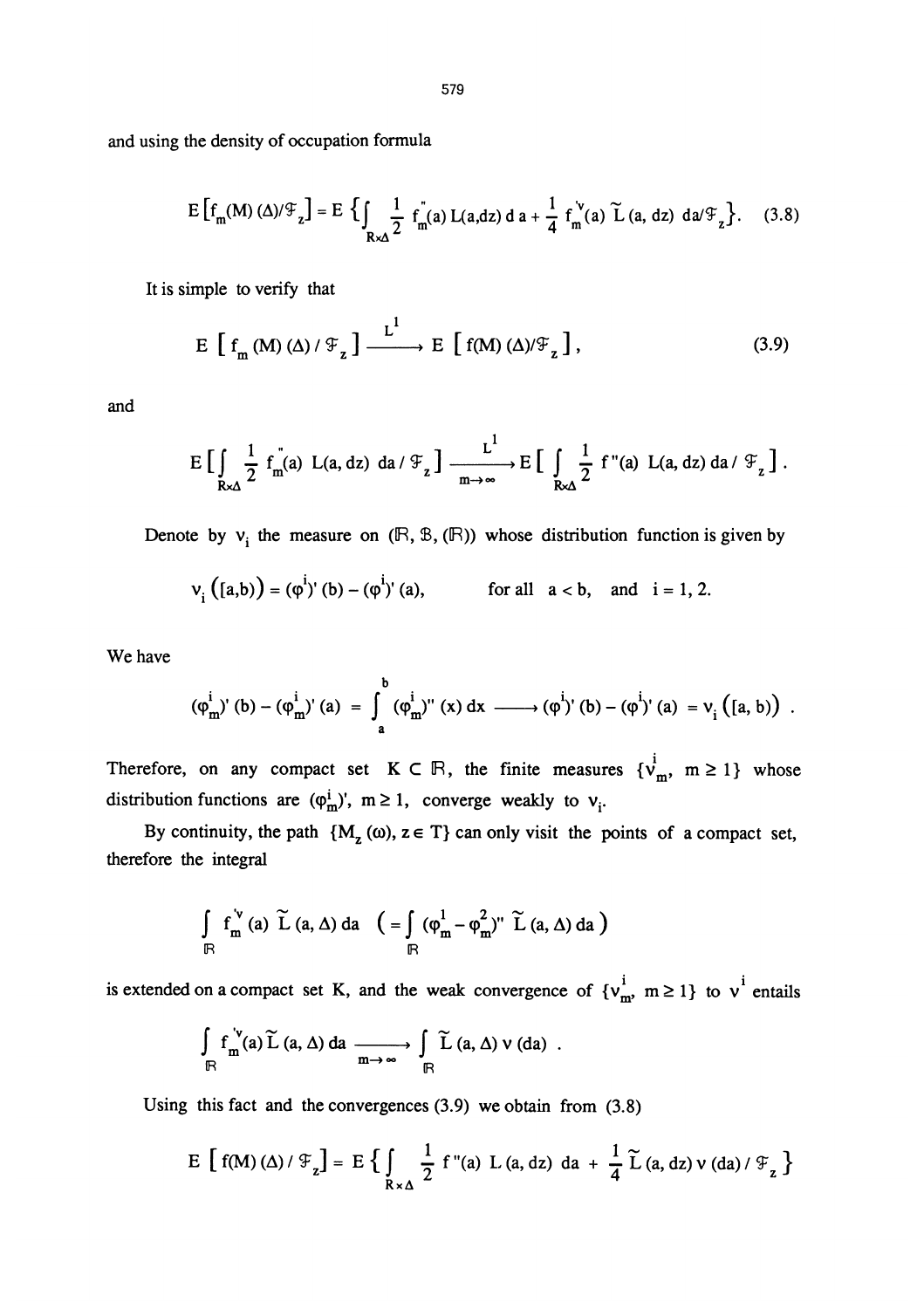and using the density of occupation formula

$$E\left[f_m(M)(\Delta)/\mathcal{F}_z\right] = E\left\{\int_{R\times\Delta} \frac{1}{2} f_m''(a)\, L(a,dz)\, d a + \frac{1}{4} f_m''(a)\, \widetilde{L}(a, dz)\, da/\mathcal{F}_z\right\}. \quad (3.8)$$

It is simple to verify that

$$E\left[f_m(M)(\Delta)/\mathcal{F}_z\right] \xrightarrow{L^1} E\left[f(M)(\Delta)/\mathcal{F}_z\right], \quad (3.9)$$

and

$$E\left[\int_{R\times\Delta} \frac{1}{2} f_m''(a)\, L(a, dz)\, da / \mathcal{F}_z\right] \xrightarrow[m\to\infty]{L^1} E\left[\int_{R\times\Delta} \frac{1}{2} f''(a)\, L(a, dz)\, da / \mathcal{F}_z\right].$$

Denote by $\nu_i$ the measure on $(\mathbb{R}, \mathcal{B}, (\mathbb{R}))$ whose distribution function is given by

$$\nu_i\left([a,b)\right) = (\varphi^i)'(b) - (\varphi^i)'(a), \qquad \text{for all } a < b, \text{ and } i = 1, 2.$$

We have

$$(\varphi^i_m)'(b) - (\varphi^i_m)'(a) = \int_a^b (\varphi^i_m)''(x)\, dx \longrightarrow (\varphi^i)'(b) - (\varphi^i)'(a) = \nu_i\left([a, b)\right).$$

Therefore, on any compact set $K \subset \mathbb{R}$, the finite measures $\{\nu^i_m,\ m \geq 1\}$ whose distribution functions are $(\varphi^i_m)'$, $m \geq 1$, converge weakly to $\nu_i$.

By continuity, the path $\{M_z(\omega), z \in T\}$ can only visit the points of a compact set, therefore the integral

$$\int_{\mathbb{R}} f_m''(a)\, \widetilde{L}(a, \Delta)\, da \quad \left(= \int_{\mathbb{R}} (\varphi^1_m - \varphi^2_m)''\, \widetilde{L}(a, \Delta)\, da\right)$$

is extended on a compact set K, and the weak convergence of $\{\nu^i_m,\ m \geq 1\}$ to $\nu^i$ entails

$$\int_{\mathbb{R}} f_m''(a)\, \widetilde{L}(a, \Delta)\, da \xrightarrow[m\to\infty]{} \int_{\mathbb{R}} \widetilde{L}(a, \Delta)\, \nu(da).$$

Using this fact and the convergences (3.9) we obtain from (3.8)

$$E\left[f(M)(\Delta) / \mathcal{F}_z\right] = E\left\{\int_{R\times\Delta} \frac{1}{2} f''(a)\, L(a, dz)\, da + \frac{1}{4} \widetilde{L}(a, dz)\, \nu(da) / \mathcal{F}_z\right\}$$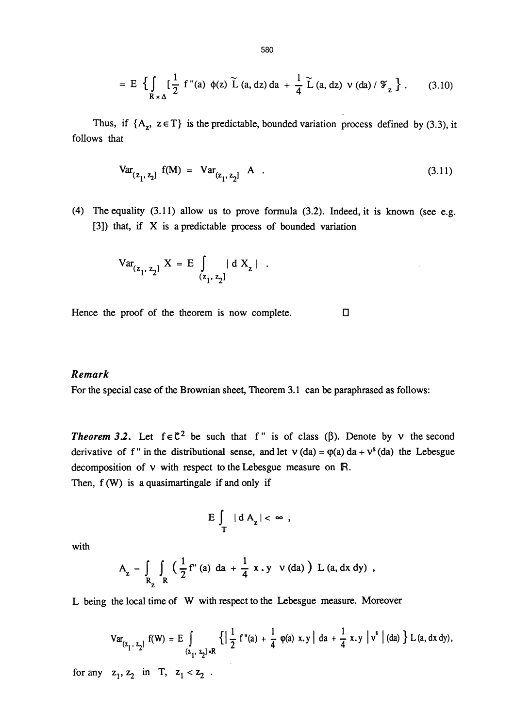$$= E \left\{ \int_{R \times \Delta} \left[ \frac{1}{2} f''(a) \, \phi(z) \, \widetilde{L}(a, dz) \, da + \frac{1}{4} \widetilde{L}(a, dz) \, \nu(da) \,/\, \mathcal{F}_z \right\} . \qquad (3.10)$$

Thus, if $\{A_z, \; z \in T\}$ is the predictable, bounded variation process defined by (3.3), it follows that

$$\text{Var}_{(z_1, z_2]} \, f(M) = \text{Var}_{(z_1, z_2]} \, A \; . \qquad (3.11)$$

(4) The equality (3.11) allow us to prove formula (3.2). Indeed, it is known (see e.g. [3]) that, if $X$ is a predictable process of bounded variation

$$\text{Var}_{(z_1, z_2]} \, X = E \int_{(z_1, z_2]} | \, d \, X_z \, | \; .$$

Hence the proof of the theorem is now complete. □

### *Remark*

For the special case of the Brownian sheet, Theorem 3.1 can be paraphrased as follows:

***Theorem 3.2.*** Let $f \in \mathcal{C}^2$ be such that $f''$ is of class ($\beta$). Denote by $\nu$ the second derivative of $f''$ in the distributional sense, and let $\nu(da) = \varphi(a) \, da + \nu^s(da)$ the Lebesgue decomposition of $\nu$ with respect to the Lebesgue measure on $\mathbb{R}$.
Then, $f(W)$ is a quasimartingale if and only if

$$E \int_T | \, d \, A_z \, | < \infty \; ,$$

with

$$A_z = \int_{R_z} \int_R \left( \frac{1}{2} f''(a) \, da + \frac{1}{4} \, x \, . \, y \;\; \nu(da) \right) L(a, dx \, dy) \; ,$$

$L$ being the local time of $W$ with respect to the Lebesgue measure. Moreover

$$\text{Var}_{(z_1, z_2]} \, f(W) = E \int_{(z_1, z_2] \times R} \left\{ \left| \frac{1}{2} f''(a) + \frac{1}{4} \, \varphi(a) \, x . y \right| da + \frac{1}{4} \, x . y \, \left| \nu^s \right| (da) \right\} L(a, dx \, dy),$$

for any $z_1, z_2$ in $T$, $z_1 < z_2$ .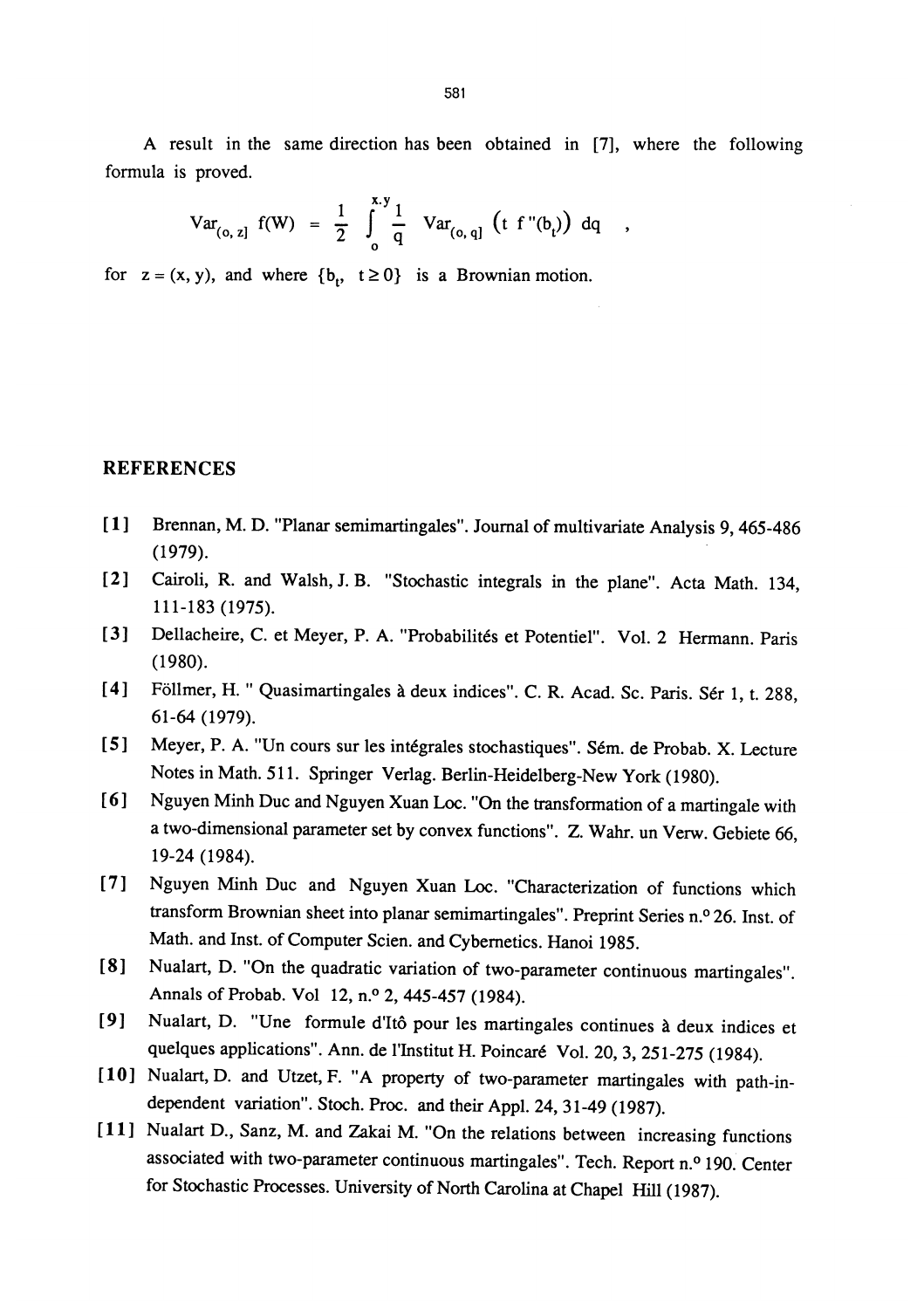A result in the same direction has been obtained in [7], where the following formula is proved.

$$\mathrm{Var}_{(o,\,z]}\ f(W) \;=\; \frac{1}{2}\int_{o}^{x.y}\frac{1}{q}\ \mathrm{Var}_{(o,\,q]}\left(t\ f''(b_t)\right)\,dq \quad ,$$

for $z = (x, y)$, and where $\{b_t,\ t \geq 0\}$ is a Brownian motion.

## REFERENCES

[1] Brennan, M. D. "Planar semimartingales". Journal of multivariate Analysis 9, 465-486 (1979).

[2] Cairoli, R. and Walsh, J. B. "Stochastic integrals in the plane". Acta Math. 134, 111-183 (1975).

[3] Dellacheire, C. et Meyer, P. A. "Probabilités et Potentiel". Vol. 2 Hermann. Paris (1980).

[4] Föllmer, H. " Quasimartingales à deux indices". C. R. Acad. Sc. Paris. Sér 1, t. 288, 61-64 (1979).

[5] Meyer, P. A. "Un cours sur les intégrales stochastiques". Sém. de Probab. X. Lecture Notes in Math. 511. Springer Verlag. Berlin-Heidelberg-New York (1980).

[6] Nguyen Minh Duc and Nguyen Xuan Loc. "On the transformation of a martingale with a two-dimensional parameter set by convex functions". Z. Wahr. un Verw. Gebiete 66, 19-24 (1984).

[7] Nguyen Minh Duc and Nguyen Xuan Loc. "Characterization of functions which transform Brownian sheet into planar semimartingales". Preprint Series n.º 26. Inst. of Math. and Inst. of Computer Scien. and Cybernetics. Hanoi 1985.

[8] Nualart, D. "On the quadratic variation of two-parameter continuous martingales". Annals of Probab. Vol 12, n.º 2, 445-457 (1984).

[9] Nualart, D. "Une formule d'Itô pour les martingales continues à deux indices et quelques applications". Ann. de l'Institut H. Poincaré Vol. 20, 3, 251-275 (1984).

[10] Nualart, D. and Utzet, F. "A property of two-parameter martingales with path-independent variation". Stoch. Proc. and their Appl. 24, 31-49 (1987).

[11] Nualart D., Sanz, M. and Zakai M. "On the relations between increasing functions associated with two-parameter continuous martingales". Tech. Report n.º 190. Center for Stochastic Processes. University of North Carolina at Chapel Hill (1987).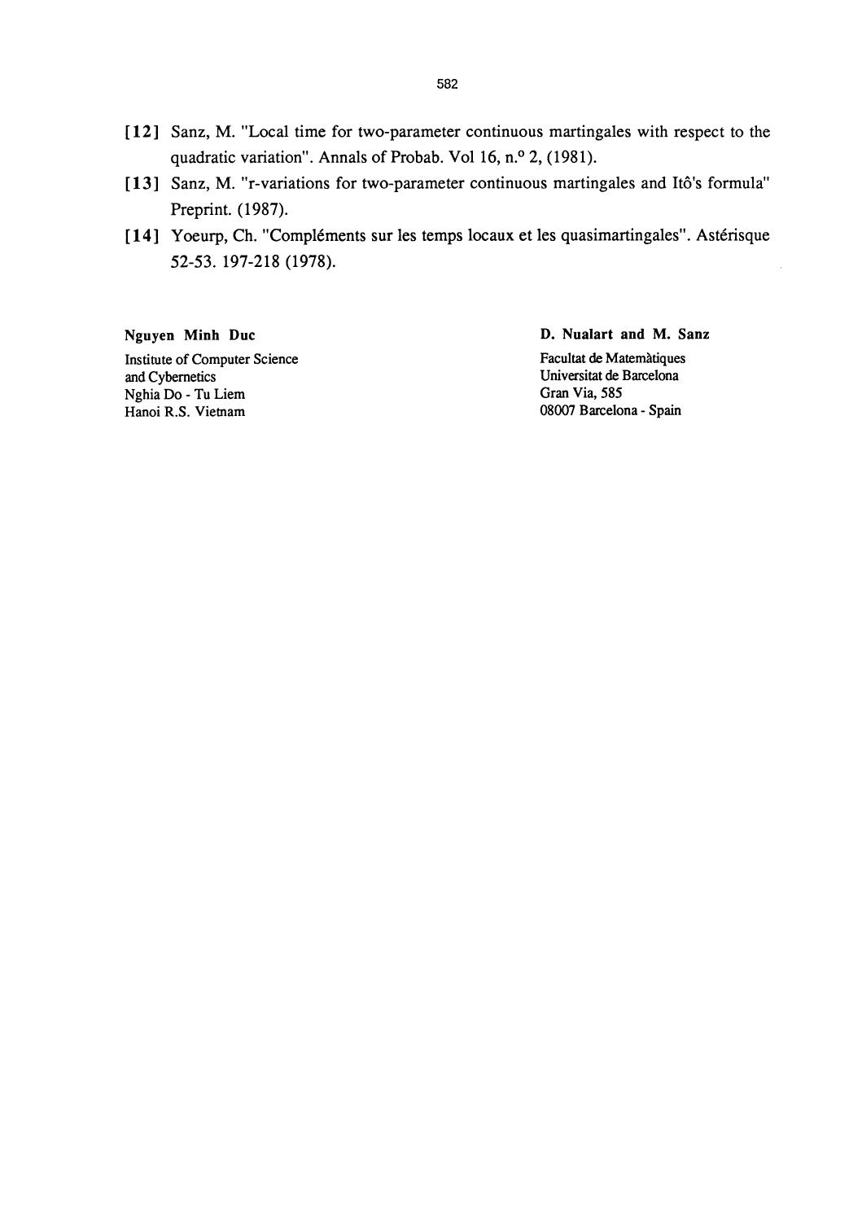[12] Sanz, M. "Local time for two-parameter continuous martingales with respect to the quadratic variation". Annals of Probab. Vol 16, n.º 2, (1981).

[13] Sanz, M. "r-variations for two-parameter continuous martingales and Itô's formula" Preprint. (1987).

[14] Yoeurp, Ch. "Compléments sur les temps locaux et les quasimartingales". Astérisque 52-53. 197-218 (1978).

**Nguyen Minh Duc**

Institute of Computer Science
and Cybernetics
Nghia Do - Tu Liem
Hanoi R.S. Vietnam

**D. Nualart and M. Sanz**

Facultat de Matemàtiques
Universitat de Barcelona
Gran Via, 585
08007 Barcelona - Spain